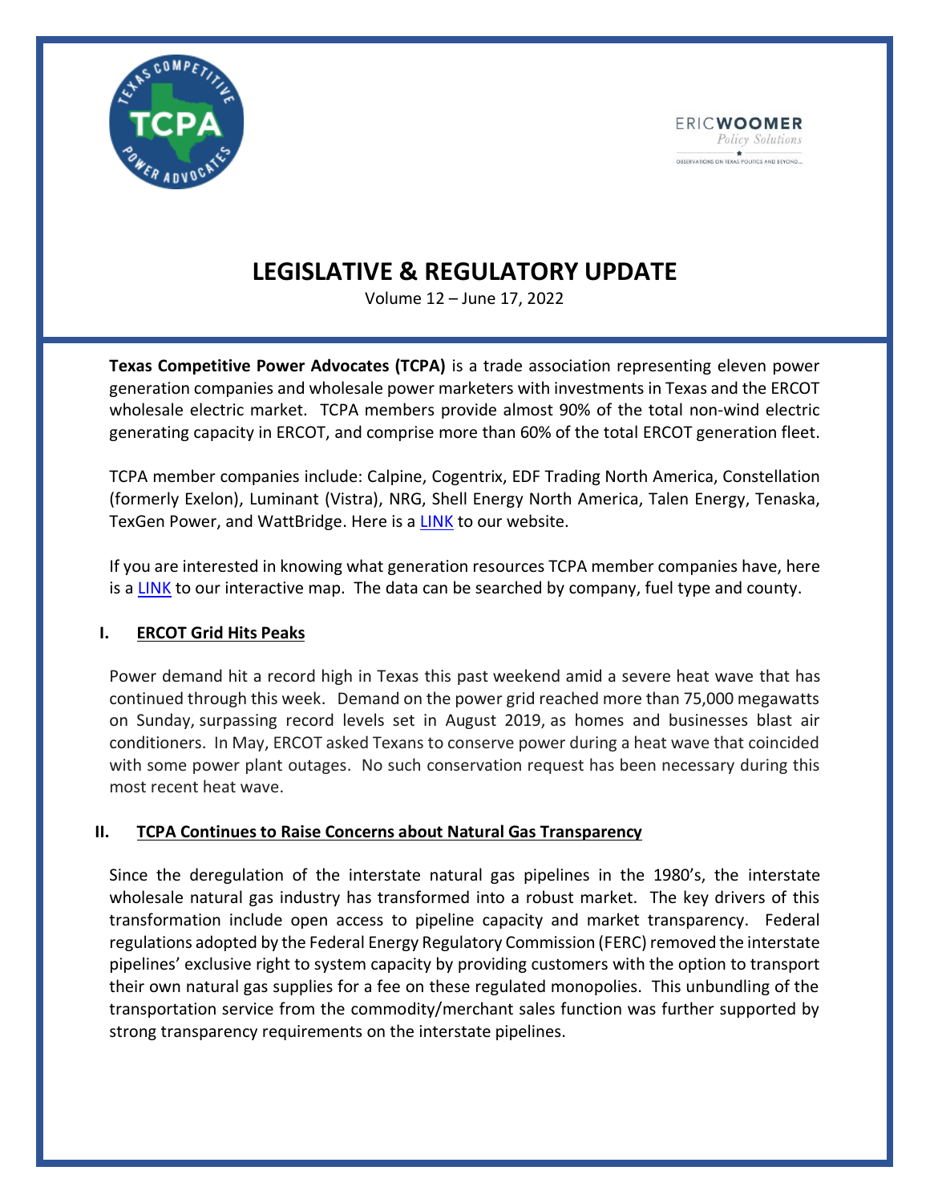# LEGISLATIVE & REGULATORY UPDATE

Volume 12 – June 17, 2022

**Texas Competitive Power Advocates (TCPA)** is a trade association representing eleven power generation companies and wholesale power marketers with investments in Texas and the ERCOT wholesale electric market. TCPA members provide almost 90% of the total non-wind electric generating capacity in ERCOT, and comprise more than 60% of the total ERCOT generation fleet.

TCPA member companies include: Calpine, Cogentrix, EDF Trading North America, Constellation (formerly Exelon), Luminant (Vistra), NRG, Shell Energy North America, Talen Energy, Tenaska, TexGen Power, and WattBridge. Here is a LINK to our website.

If you are interested in knowing what generation resources TCPA member companies have, here is a LINK to our interactive map. The data can be searched by company, fuel type and county.

## I. ERCOT Grid Hits Peaks

Power demand hit a record high in Texas this past weekend amid a severe heat wave that has continued through this week. Demand on the power grid reached more than 75,000 megawatts on Sunday, surpassing record levels set in August 2019, as homes and businesses blast air conditioners. In May, ERCOT asked Texans to conserve power during a heat wave that coincided with some power plant outages. No such conservation request has been necessary during this most recent heat wave.

## II. TCPA Continues to Raise Concerns about Natural Gas Transparency

Since the deregulation of the interstate natural gas pipelines in the 1980's, the interstate wholesale natural gas industry has transformed into a robust market. The key drivers of this transformation include open access to pipeline capacity and market transparency. Federal regulations adopted by the Federal Energy Regulatory Commission (FERC) removed the interstate pipelines' exclusive right to system capacity by providing customers with the option to transport their own natural gas supplies for a fee on these regulated monopolies. This unbundling of the transportation service from the commodity/merchant sales function was further supported by strong transparency requirements on the interstate pipelines.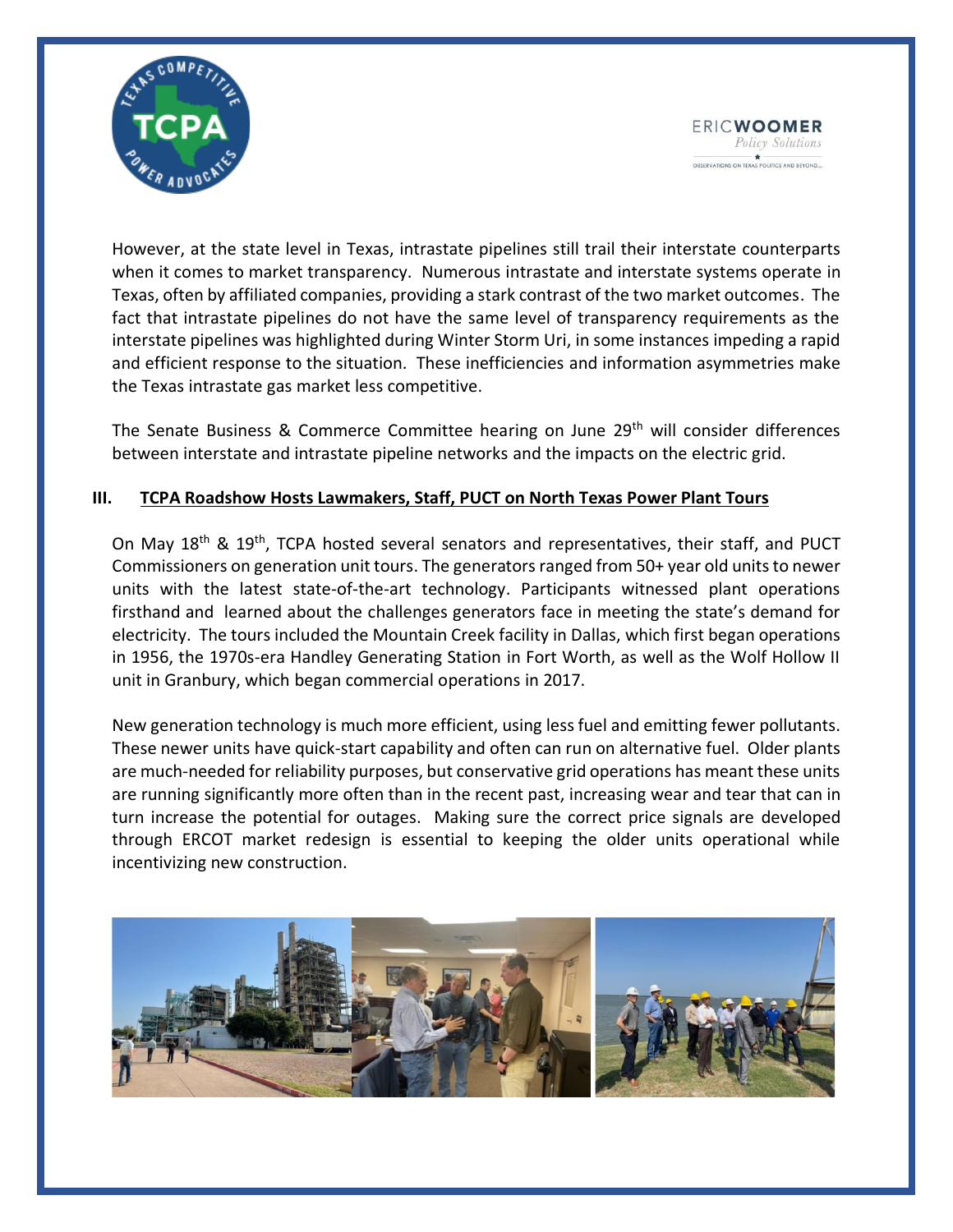However, at the state level in Texas, intrastate pipelines still trail their interstate counterparts when it comes to market transparency. Numerous intrastate and interstate systems operate in Texas, often by affiliated companies, providing a stark contrast of the two market outcomes. The fact that intrastate pipelines do not have the same level of transparency requirements as the interstate pipelines was highlighted during Winter Storm Uri, in some instances impeding a rapid and efficient response to the situation. These inefficiencies and information asymmetries make the Texas intrastate gas market less competitive.

The Senate Business & Commerce Committee hearing on June 29th will consider differences between interstate and intrastate pipeline networks and the impacts on the electric grid.

## III. TCPA Roadshow Hosts Lawmakers, Staff, PUCT on North Texas Power Plant Tours

On May 18th & 19th, TCPA hosted several senators and representatives, their staff, and PUCT Commissioners on generation unit tours. The generators ranged from 50+ year old units to newer units with the latest state-of-the-art technology. Participants witnessed plant operations firsthand and learned about the challenges generators face in meeting the state's demand for electricity. The tours included the Mountain Creek facility in Dallas, which first began operations in 1956, the 1970s-era Handley Generating Station in Fort Worth, as well as the Wolf Hollow II unit in Granbury, which began commercial operations in 2017.

New generation technology is much more efficient, using less fuel and emitting fewer pollutants. These newer units have quick-start capability and often can run on alternative fuel. Older plants are much-needed for reliability purposes, but conservative grid operations has meant these units are running significantly more often than in the recent past, increasing wear and tear that can in turn increase the potential for outages. Making sure the correct price signals are developed through ERCOT market redesign is essential to keeping the older units operational while incentivizing new construction.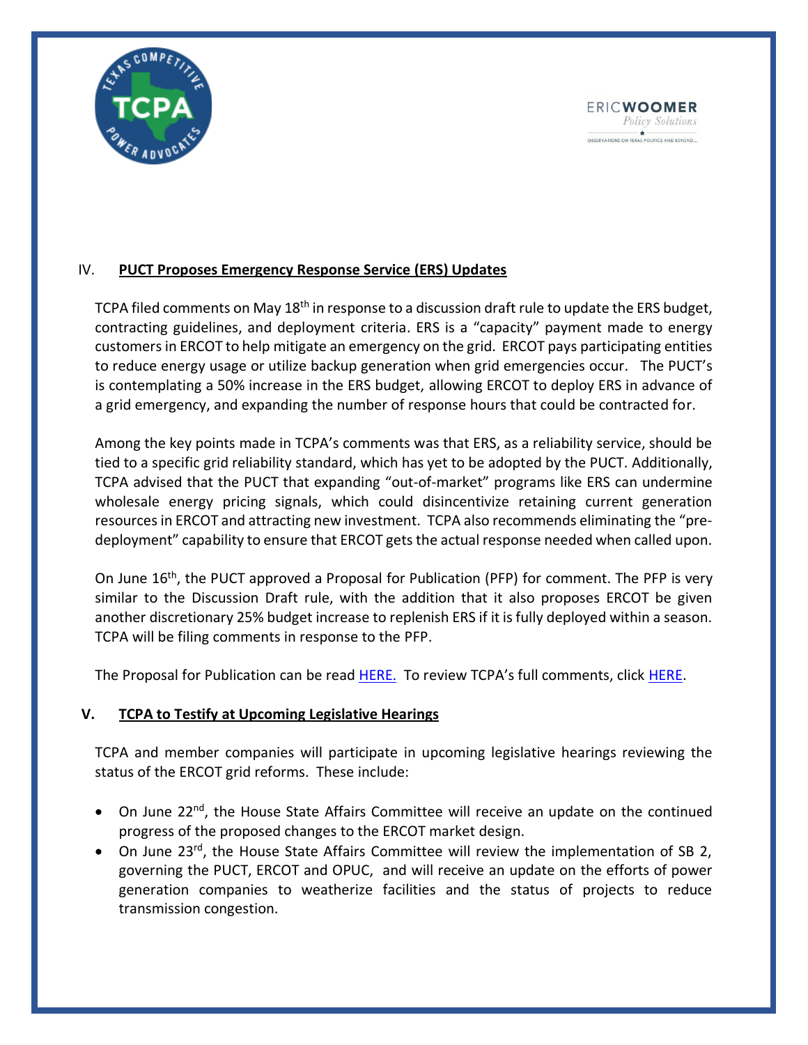## IV. PUCT Proposes Emergency Response Service (ERS) Updates

TCPA filed comments on May 18th in response to a discussion draft rule to update the ERS budget, contracting guidelines, and deployment criteria. ERS is a "capacity" payment made to energy customers in ERCOT to help mitigate an emergency on the grid. ERCOT pays participating entities to reduce energy usage or utilize backup generation when grid emergencies occur. The PUCT's is contemplating a 50% increase in the ERS budget, allowing ERCOT to deploy ERS in advance of a grid emergency, and expanding the number of response hours that could be contracted for.

Among the key points made in TCPA's comments was that ERS, as a reliability service, should be tied to a specific grid reliability standard, which has yet to be adopted by the PUCT. Additionally, TCPA advised that the PUCT that expanding "out-of-market" programs like ERS can undermine wholesale energy pricing signals, which could disincentivize retaining current generation resources in ERCOT and attracting new investment. TCPA also recommends eliminating the "pre-deployment" capability to ensure that ERCOT gets the actual response needed when called upon.

On June 16th, the PUCT approved a Proposal for Publication (PFP) for comment. The PFP is very similar to the Discussion Draft rule, with the addition that it also proposes ERCOT be given another discretionary 25% budget increase to replenish ERS if it is fully deployed within a season. TCPA will be filing comments in response to the PFP.

The Proposal for Publication can be read HERE. To review TCPA's full comments, click HERE.

## V. TCPA to Testify at Upcoming Legislative Hearings

TCPA and member companies will participate in upcoming legislative hearings reviewing the status of the ERCOT grid reforms. These include:

- On June 22nd, the House State Affairs Committee will receive an update on the continued progress of the proposed changes to the ERCOT market design.
- On June 23rd, the House State Affairs Committee will review the implementation of SB 2, governing the PUCT, ERCOT and OPUC, and will receive an update on the efforts of power generation companies to weatherize facilities and the status of projects to reduce transmission congestion.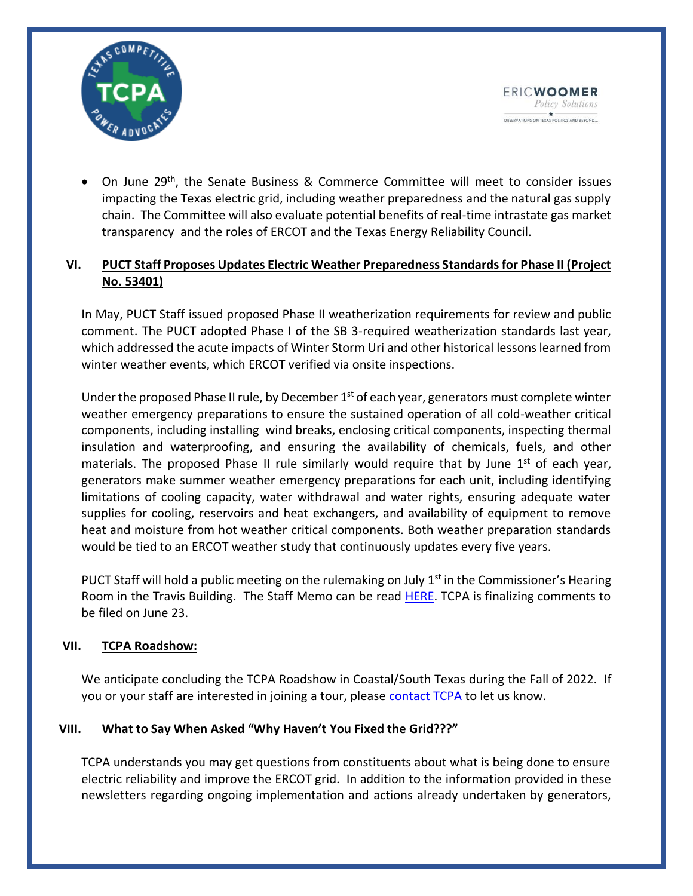- On June 29th, the Senate Business & Commerce Committee will meet to consider issues impacting the Texas electric grid, including weather preparedness and the natural gas supply chain. The Committee will also evaluate potential benefits of real-time intrastate gas market transparency and the roles of ERCOT and the Texas Energy Reliability Council.

## VI. PUCT Staff Proposes Updates Electric Weather Preparedness Standards for Phase II (Project No. 53401)

In May, PUCT Staff issued proposed Phase II weatherization requirements for review and public comment. The PUCT adopted Phase I of the SB 3-required weatherization standards last year, which addressed the acute impacts of Winter Storm Uri and other historical lessons learned from winter weather events, which ERCOT verified via onsite inspections.

Under the proposed Phase II rule, by December 1st of each year, generators must complete winter weather emergency preparations to ensure the sustained operation of all cold-weather critical components, including installing wind breaks, enclosing critical components, inspecting thermal insulation and waterproofing, and ensuring the availability of chemicals, fuels, and other materials. The proposed Phase II rule similarly would require that by June 1st of each year, generators make summer weather emergency preparations for each unit, including identifying limitations of cooling capacity, water withdrawal and water rights, ensuring adequate water supplies for cooling, reservoirs and heat exchangers, and availability of equipment to remove heat and moisture from hot weather critical components. Both weather preparation standards would be tied to an ERCOT weather study that continuously updates every five years.

PUCT Staff will hold a public meeting on the rulemaking on July 1st in the Commissioner's Hearing Room in the Travis Building. The Staff Memo can be read HERE. TCPA is finalizing comments to be filed on June 23.

## VII. TCPA Roadshow:

We anticipate concluding the TCPA Roadshow in Coastal/South Texas during the Fall of 2022. If you or your staff are interested in joining a tour, please contact TCPA to let us know.

## VIII. What to Say When Asked "Why Haven't You Fixed the Grid???"

TCPA understands you may get questions from constituents about what is being done to ensure electric reliability and improve the ERCOT grid. In addition to the information provided in these newsletters regarding ongoing implementation and actions already undertaken by generators,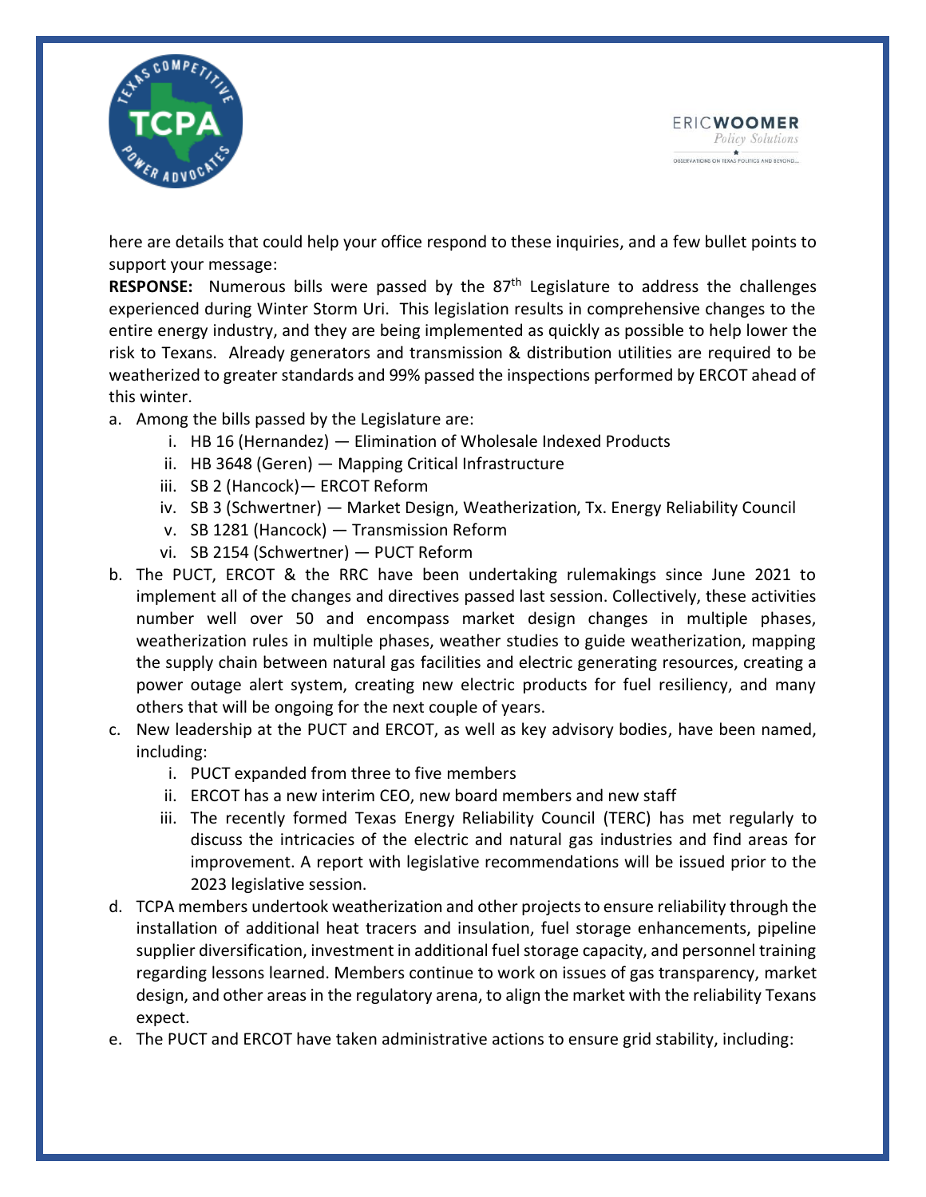here are details that could help your office respond to these inquiries, and a few bullet points to support your message:

**RESPONSE:** Numerous bills were passed by the 87th Legislature to address the challenges experienced during Winter Storm Uri. This legislation results in comprehensive changes to the entire energy industry, and they are being implemented as quickly as possible to help lower the risk to Texans. Already generators and transmission & distribution utilities are required to be weatherized to greater standards and 99% passed the inspections performed by ERCOT ahead of this winter.

a. Among the bills passed by the Legislature are:
   i. HB 16 (Hernandez) — Elimination of Wholesale Indexed Products
   ii. HB 3648 (Geren) — Mapping Critical Infrastructure
   iii. SB 2 (Hancock)— ERCOT Reform
   iv. SB 3 (Schwertner) — Market Design, Weatherization, Tx. Energy Reliability Council
   v. SB 1281 (Hancock) — Transmission Reform
   vi. SB 2154 (Schwertner) — PUCT Reform

b. The PUCT, ERCOT & the RRC have been undertaking rulemakings since June 2021 to implement all of the changes and directives passed last session. Collectively, these activities number well over 50 and encompass market design changes in multiple phases, weatherization rules in multiple phases, weather studies to guide weatherization, mapping the supply chain between natural gas facilities and electric generating resources, creating a power outage alert system, creating new electric products for fuel resiliency, and many others that will be ongoing for the next couple of years.

c. New leadership at the PUCT and ERCOT, as well as key advisory bodies, have been named, including:
   i. PUCT expanded from three to five members
   ii. ERCOT has a new interim CEO, new board members and new staff
   iii. The recently formed Texas Energy Reliability Council (TERC) has met regularly to discuss the intricacies of the electric and natural gas industries and find areas for improvement. A report with legislative recommendations will be issued prior to the 2023 legislative session.

d. TCPA members undertook weatherization and other projects to ensure reliability through the installation of additional heat tracers and insulation, fuel storage enhancements, pipeline supplier diversification, investment in additional fuel storage capacity, and personnel training regarding lessons learned. Members continue to work on issues of gas transparency, market design, and other areas in the regulatory arena, to align the market with the reliability Texans expect.

e. The PUCT and ERCOT have taken administrative actions to ensure grid stability, including: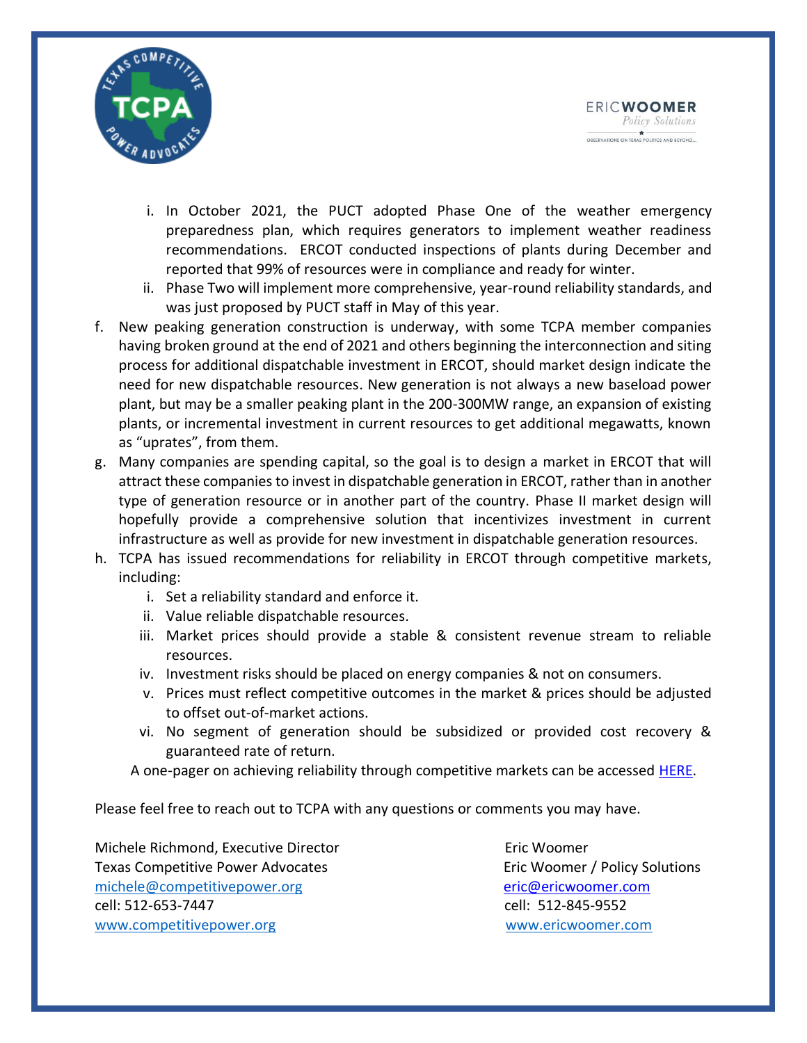i. In October 2021, the PUCT adopted Phase One of the weather emergency preparedness plan, which requires generators to implement weather readiness recommendations. ERCOT conducted inspections of plants during December and reported that 99% of resources were in compliance and ready for winter.
   ii. Phase Two will implement more comprehensive, year-round reliability standards, and was just proposed by PUCT staff in May of this year.

f. New peaking generation construction is underway, with some TCPA member companies having broken ground at the end of 2021 and others beginning the interconnection and siting process for additional dispatchable investment in ERCOT, should market design indicate the need for new dispatchable resources. New generation is not always a new baseload power plant, but may be a smaller peaking plant in the 200-300MW range, an expansion of existing plants, or incremental investment in current resources to get additional megawatts, known as "uprates", from them.

g. Many companies are spending capital, so the goal is to design a market in ERCOT that will attract these companies to invest in dispatchable generation in ERCOT, rather than in another type of generation resource or in another part of the country. Phase II market design will hopefully provide a comprehensive solution that incentivizes investment in current infrastructure as well as provide for new investment in dispatchable generation resources.

h. TCPA has issued recommendations for reliability in ERCOT through competitive markets, including:
   i. Set a reliability standard and enforce it.
   ii. Value reliable dispatchable resources.
   iii. Market prices should provide a stable & consistent revenue stream to reliable resources.
   iv. Investment risks should be placed on energy companies & not on consumers.
   v. Prices must reflect competitive outcomes in the market & prices should be adjusted to offset out-of-market actions.
   vi. No segment of generation should be subsidized or provided cost recovery & guaranteed rate of return.

   A one-pager on achieving reliability through competitive markets can be accessed [HERE](#).

Please feel free to reach out to TCPA with any questions or comments you may have.

Michele Richmond, Executive Director
Texas Competitive Power Advocates
michele@competitivepower.org
cell: 512-653-7447
www.competitivepower.org

Eric Woomer
Eric Woomer / Policy Solutions
eric@ericwoomer.com
cell: 512-845-9552
www.ericwoomer.com